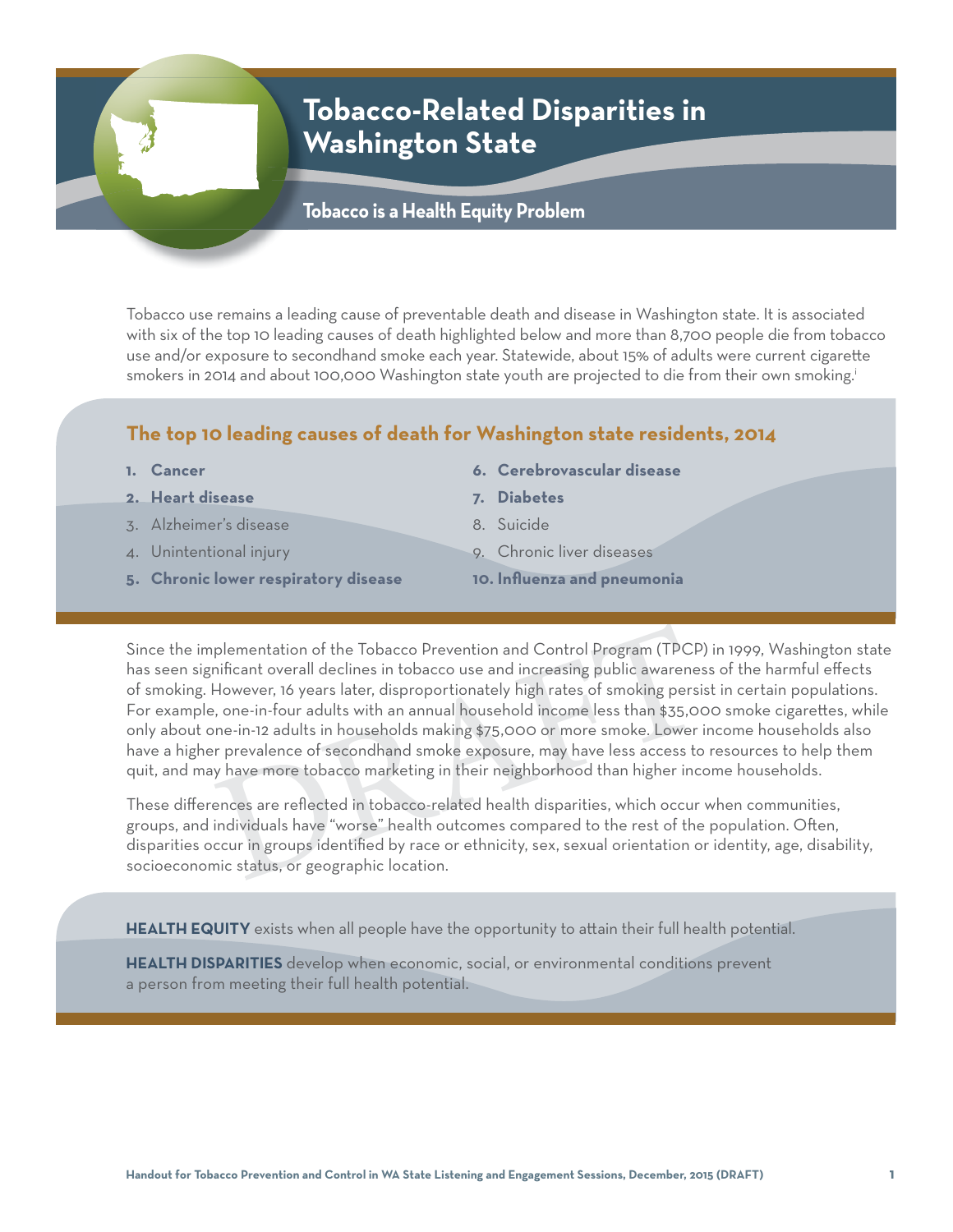# Tobacco-Related Disparities in Washington State

## Tobacco is a Health Equity Problem

Tobacco use remains a leading cause of preventable death and disease in Washington state. It is associated with six of the top 10 leading causes of death highlighted below and more than 8,700 people die from tobacco use and/or exposure to secondhand smoke each year. Statewide, about 15% of adults were current cigarette smokers in 2014 and about 100,000 Washington state youth are projected to die from their own smoking.[i]

### The top 10 leading causes of death for Washington state residents, 2014

1. **Cancer**
2. **Heart disease**
3. Alzheimer's disease
4. Unintentional injury
5. **Chronic lower respiratory disease**
6. **Cerebrovascular disease**
7. **Diabetes**
8. Suicide
9. Chronic liver diseases
10. **Influenza and pneumonia**

Since the implementation of the Tobacco Prevention and Control Program (TPCP) in 1999, Washington state has seen significant overall declines in tobacco use and increasing public awareness of the harmful effects of smoking. However, 16 years later, disproportionately high rates of smoking persist in certain populations. For example, one-in-four adults with an annual household income less than $35,000 smoke cigarettes, while only about one-in-12 adults in households making $75,000 or more smoke. Lower income households also have a higher prevalence of secondhand smoke exposure, may have less access to resources to help them quit, and may have more tobacco marketing in their neighborhood than higher income households.

These differences are reflected in tobacco-related health disparities, which occur when communities, groups, and individuals have "worse" health outcomes compared to the rest of the population. Often, disparities occur in groups identified by race or ethnicity, sex, sexual orientation or identity, age, disability, socioeconomic status, or geographic location.

**HEALTH EQUITY** exists when all people have the opportunity to attain their full health potential.

**HEALTH DISPARITIES** develop when economic, social, or environmental conditions prevent a person from meeting their full health potential.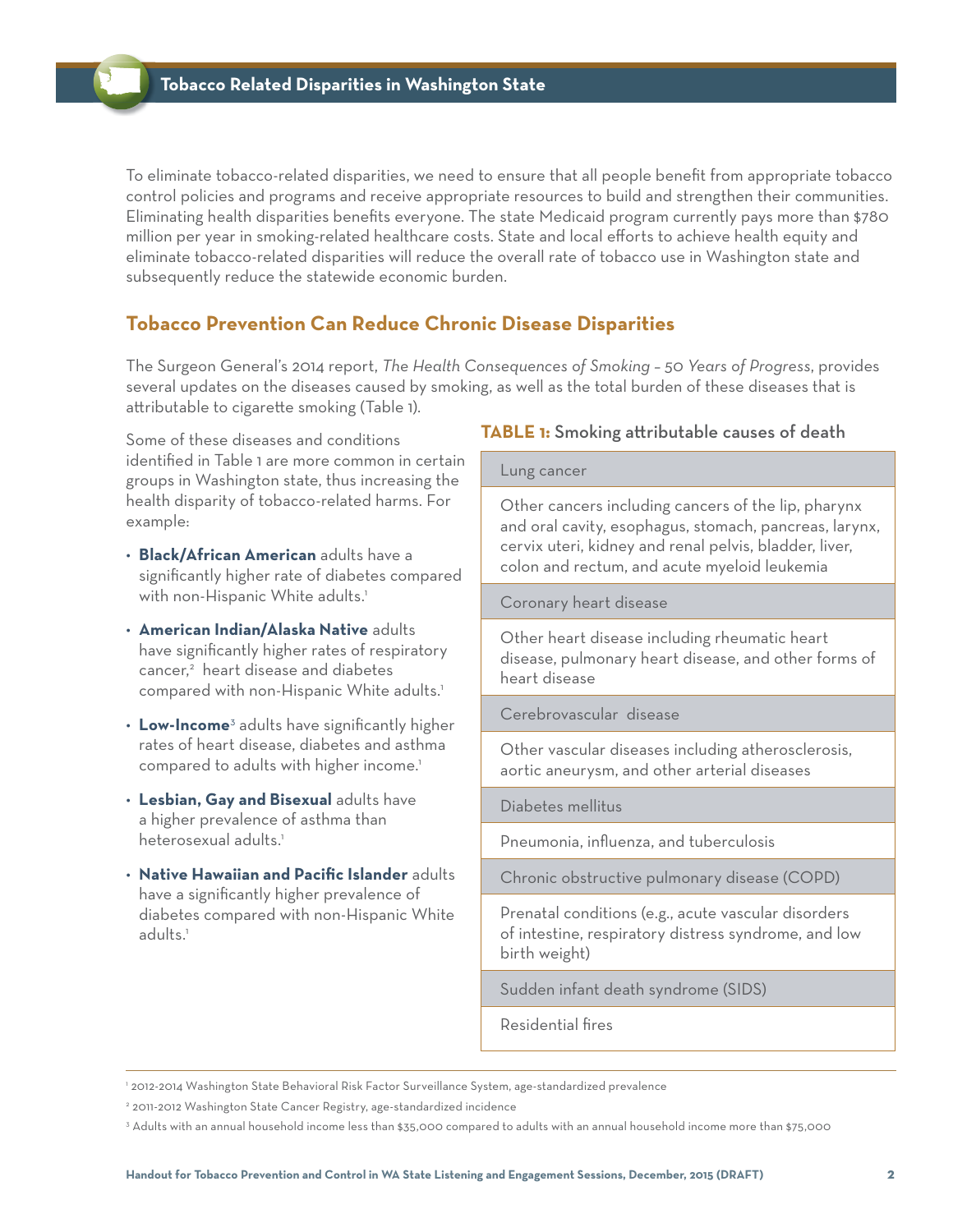To eliminate tobacco-related disparities, we need to ensure that all people benefit from appropriate tobacco control policies and programs and receive appropriate resources to build and strengthen their communities. Eliminating health disparities benefits everyone. The state Medicaid program currently pays more than $780 million per year in smoking-related healthcare costs. State and local efforts to achieve health equity and eliminate tobacco-related disparities will reduce the overall rate of tobacco use in Washington state and subsequently reduce the statewide economic burden.

## Tobacco Prevention Can Reduce Chronic Disease Disparities

The Surgeon General's 2014 report, *The Health Consequences of Smoking – 50 Years of Progress*, provides several updates on the diseases caused by smoking, as well as the total burden of these diseases that is attributable to cigarette smoking (Table 1).

Some of these diseases and conditions identified in Table 1 are more common in certain groups in Washington state, thus increasing the health disparity of tobacco-related harms. For example:

- **Black/African American** adults have a significantly higher rate of diabetes compared with non-Hispanic White adults.[1]
- **American Indian/Alaska Native** adults have significantly higher rates of respiratory cancer,[2] heart disease and diabetes compared with non-Hispanic White adults.[1]
- **Low-Income**[3] adults have significantly higher rates of heart disease, diabetes and asthma compared to adults with higher income.[1]
- **Lesbian, Gay and Bisexual** adults have a higher prevalence of asthma than heterosexual adults.[1]
- **Native Hawaiian and Pacific Islander** adults have a significantly higher prevalence of diabetes compared with non-Hispanic White adults.[1]

**TABLE 1:** Smoking attributable causes of death

| |
|---|
| Lung cancer |
| Other cancers including cancers of the lip, pharynx and oral cavity, esophagus, stomach, pancreas, larynx, cervix uteri, kidney and renal pelvis, bladder, liver, colon and rectum, and acute myeloid leukemia |
| Coronary heart disease |
| Other heart disease including rheumatic heart disease, pulmonary heart disease, and other forms of heart disease |
| Cerebrovascular disease |
| Other vascular diseases including atherosclerosis, aortic aneurysm, and other arterial diseases |
| Diabetes mellitus |
| Pneumonia, influenza, and tuberculosis |
| Chronic obstructive pulmonary disease (COPD) |
| Prenatal conditions (e.g., acute vascular disorders of intestine, respiratory distress syndrome, and low birth weight) |
| Sudden infant death syndrome (SIDS) |
| Residential fires |

[1] 2012-2014 Washington State Behavioral Risk Factor Surveillance System, age-standardized prevalence

[2] 2011-2012 Washington State Cancer Registry, age-standardized incidence

[3] Adults with an annual household income less than $35,000 compared to adults with an annual household income more than $75,000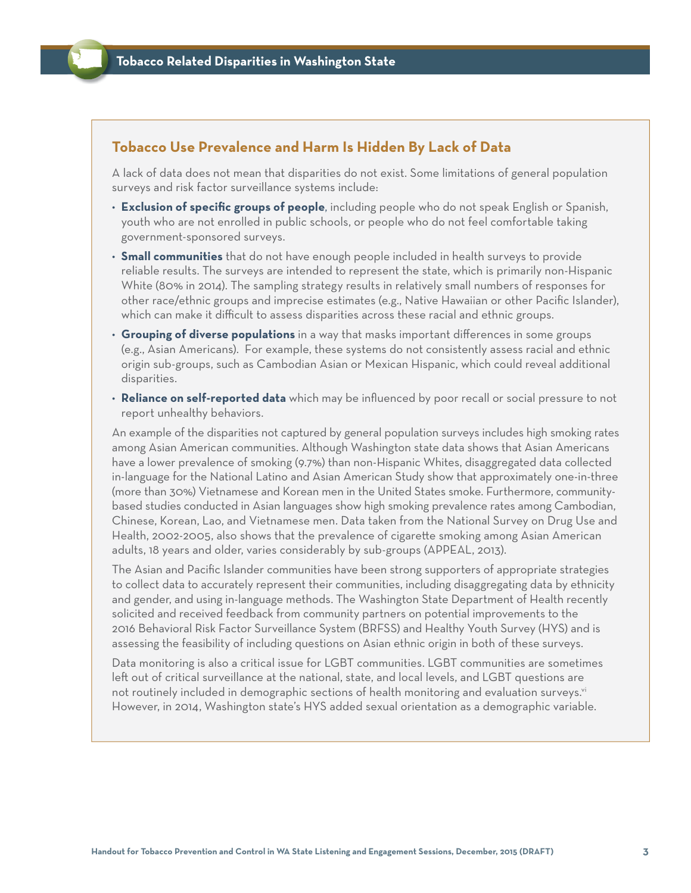## Tobacco Use Prevalence and Harm Is Hidden By Lack of Data

A lack of data does not mean that disparities do not exist. Some limitations of general population surveys and risk factor surveillance systems include:

- **Exclusion of specific groups of people**, including people who do not speak English or Spanish, youth who are not enrolled in public schools, or people who do not feel comfortable taking government-sponsored surveys.
- **Small communities** that do not have enough people included in health surveys to provide reliable results. The surveys are intended to represent the state, which is primarily non-Hispanic White (80% in 2014). The sampling strategy results in relatively small numbers of responses for other race/ethnic groups and imprecise estimates (e.g., Native Hawaiian or other Pacific Islander), which can make it difficult to assess disparities across these racial and ethnic groups.
- **Grouping of diverse populations** in a way that masks important differences in some groups (e.g., Asian Americans). For example, these systems do not consistently assess racial and ethnic origin sub-groups, such as Cambodian Asian or Mexican Hispanic, which could reveal additional disparities.
- **Reliance on self-reported data** which may be influenced by poor recall or social pressure to not report unhealthy behaviors.

An example of the disparities not captured by general population surveys includes high smoking rates among Asian American communities. Although Washington state data shows that Asian Americans have a lower prevalence of smoking (9.7%) than non-Hispanic Whites, disaggregated data collected in-language for the National Latino and Asian American Study show that approximately one-in-three (more than 30%) Vietnamese and Korean men in the United States smoke. Furthermore, community-based studies conducted in Asian languages show high smoking prevalence rates among Cambodian, Chinese, Korean, Lao, and Vietnamese men. Data taken from the National Survey on Drug Use and Health, 2002-2005, also shows that the prevalence of cigarette smoking among Asian American adults, 18 years and older, varies considerably by sub-groups (APPEAL, 2013).

The Asian and Pacific Islander communities have been strong supporters of appropriate strategies to collect data to accurately represent their communities, including disaggregating data by ethnicity and gender, and using in-language methods. The Washington State Department of Health recently solicited and received feedback from community partners on potential improvements to the 2016 Behavioral Risk Factor Surveillance System (BRFSS) and Healthy Youth Survey (HYS) and is assessing the feasibility of including questions on Asian ethnic origin in both of these surveys.

Data monitoring is also a critical issue for LGBT communities. LGBT communities are sometimes left out of critical surveillance at the national, state, and local levels, and LGBT questions are not routinely included in demographic sections of health monitoring and evaluation surveys.[vi] However, in 2014, Washington state's HYS added sexual orientation as a demographic variable.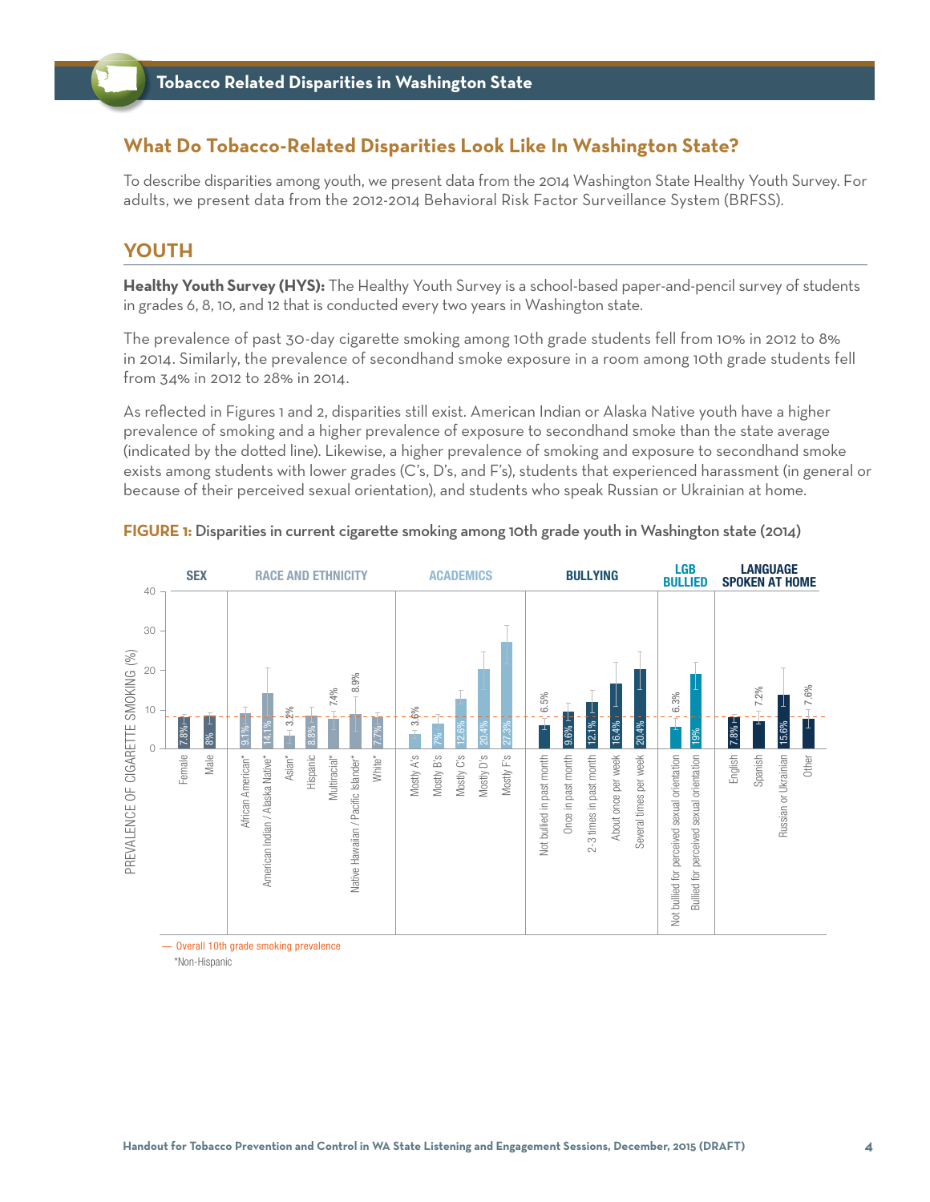## What Do Tobacco-Related Disparities Look Like In Washington State?

To describe disparities among youth, we present data from the 2014 Washington State Healthy Youth Survey. For adults, we present data from the 2012-2014 Behavioral Risk Factor Surveillance System (BRFSS).

## YOUTH

**Healthy Youth Survey (HYS):** The Healthy Youth Survey is a school-based paper-and-pencil survey of students in grades 6, 8, 10, and 12 that is conducted every two years in Washington state.

The prevalence of past 30-day cigarette smoking among 10th grade students fell from 10% in 2012 to 8% in 2014. Similarly, the prevalence of secondhand smoke exposure in a room among 10th grade students fell from 34% in 2012 to 28% in 2014.

As reflected in Figures 1 and 2, disparities still exist. American Indian or Alaska Native youth have a higher prevalence of smoking and a higher prevalence of exposure to secondhand smoke than the state average (indicated by the dotted line). Likewise, a higher prevalence of smoking and exposure to secondhand smoke exists among students with lower grades (C's, D's, and F's), students that experienced harassment (in general or because of their perceived sexual orientation), and students who speak Russian or Ukrainian at home.

**FIGURE 1:** Disparities in current cigarette smoking among 10th grade youth in Washington state (2014)

| Category | Group | Prevalence of cigarette smoking (%) |
|---|---|---|
| SEX | Female | 7.8% |
| | Male | 8% |
| RACE AND ETHNICITY | African American* | 9.1% |
| | American Indian / Alaska Native* | 14.1% |
| | Asian* | 3.2% |
| | Hispanic | 8.8% |
| | Multiracial* | 7.4% |
| | Native Hawaiian / Pacific Islander* | 8.9% |
| | White* | 7.7% |
| ACADEMICS | Mostly A's | 3.6% |
| | Mostly B's | 7% |
| | Mostly C's | 12.6% |
| | Mostly D's | 20.4% |
| | Mostly F's | 27.3% |
| BULLYING | Not bullied in past month | 6.5% |
| | Once in past month | 9.6% |
| | 2-3 times in past month | 12.1% |
| | About once per week | 16.4% |
| | Several times per week | 20.4% |
| LGB BULLIED | Not bullied for perceived sexual orientation | 6.3% |
| | Bullied for perceived sexual orientation | 19% |
| LANGUAGE SPOKEN AT HOME | English | 7.8% |
| | Spanish | 7.2% |
| | Russian or Ukrainian | 15.6% |
| | Other | 7.6% |

— Overall 10th grade smoking prevalence

*Non-Hispanic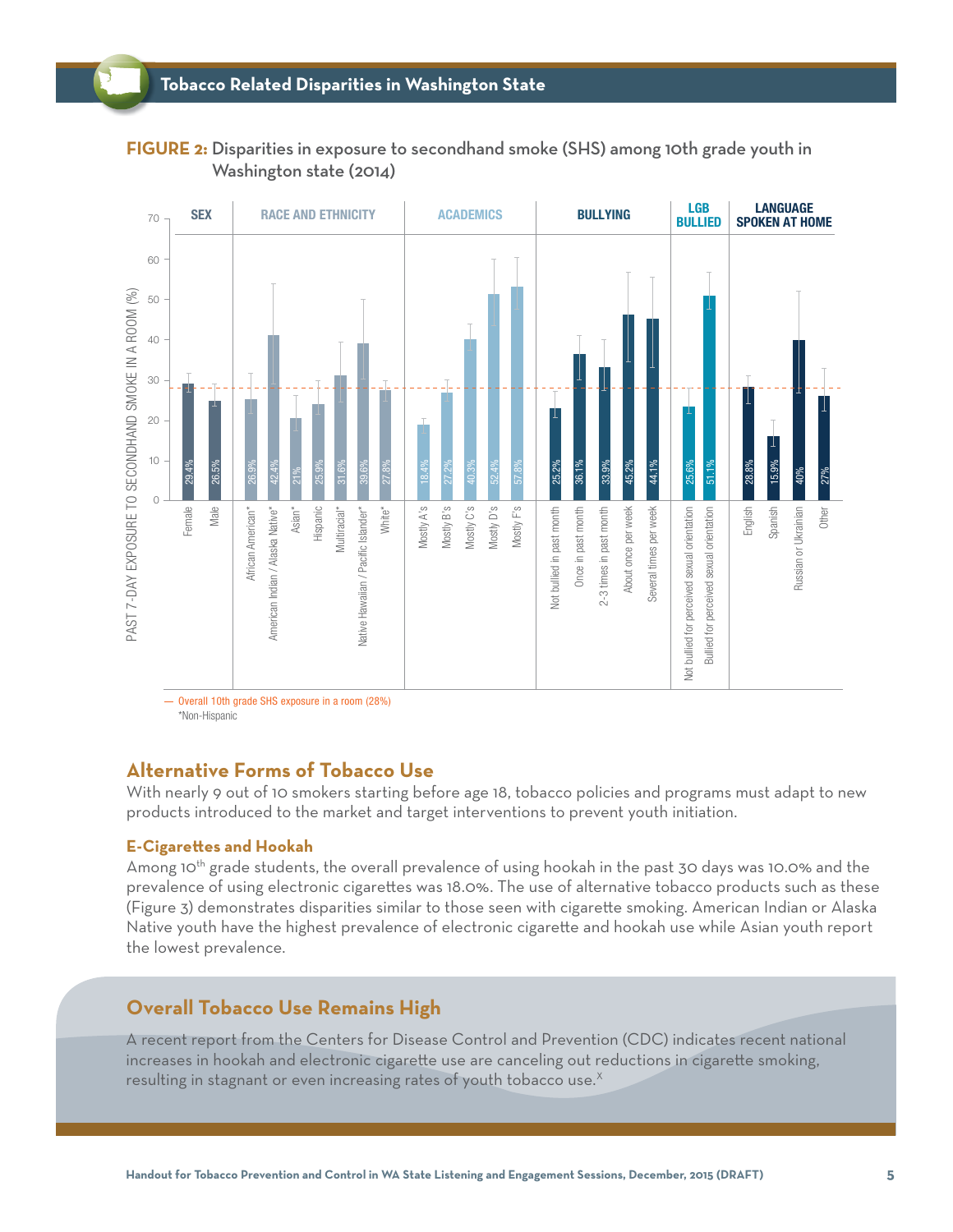**FIGURE 2:** Disparities in exposure to secondhand smoke (SHS) among 10th grade youth in Washington state (2014)

| Category | Group | Past 7-day exposure to secondhand smoke in a room (%) |
|---|---|---|
| SEX | Female | 29.4% |
| | Male | 26.5% |
| RACE AND ETHNICITY | African American* | 26.9% |
| | American Indian / Alaska Native* | 42.4% |
| | Asian* | 21% |
| | Hispanic | 25.9% |
| | Multiracial* | 31.6% |
| | Native Hawaiian / Pacific Islander* | 39.6% |
| | White* | 27.8% |
| ACADEMICS | Mostly A's | 18.4% |
| | Mostly B's | 27.2% |
| | Mostly C's | 40.3% |
| | Mostly D's | 52.4% |
| | Mostly F's | 57.8% |
| BULLYING | Not bullied in past month | 25.2% |
| | Once in past month | 36.1% |
| | 2-3 times in past month | 33.9% |
| | About once per week | 45.2% |
| | Several times per week | 44.1% |
| LGB BULLIED | Not bullied for perceived sexual orientation | 25.6% |
| | Bullied for perceived sexual orientation | 51.1% |
| LANGUAGE SPOKEN AT HOME | English | 28.8% |
| | Spanish | 15.9% |
| | Russian or Ukrainian | 40% |
| | Other | 27% |

— Overall 10th grade SHS exposure in a room (28%)

*Non-Hispanic

## Alternative Forms of Tobacco Use

With nearly 9 out of 10 smokers starting before age 18, tobacco policies and programs must adapt to new products introduced to the market and target interventions to prevent youth initiation.

### E-Cigarettes and Hookah

Among 10th grade students, the overall prevalence of using hookah in the past 30 days was 10.0% and the prevalence of using electronic cigarettes was 18.0%. The use of alternative tobacco products such as these (Figure 3) demonstrates disparities similar to those seen with cigarette smoking. American Indian or Alaska Native youth have the highest prevalence of electronic cigarette and hookah use while Asian youth report the lowest prevalence.

## Overall Tobacco Use Remains High

A recent report from the Centers for Disease Control and Prevention (CDC) indicates recent national increases in hookah and electronic cigarette use are canceling out reductions in cigarette smoking, resulting in stagnant or even increasing rates of youth tobacco use.[X]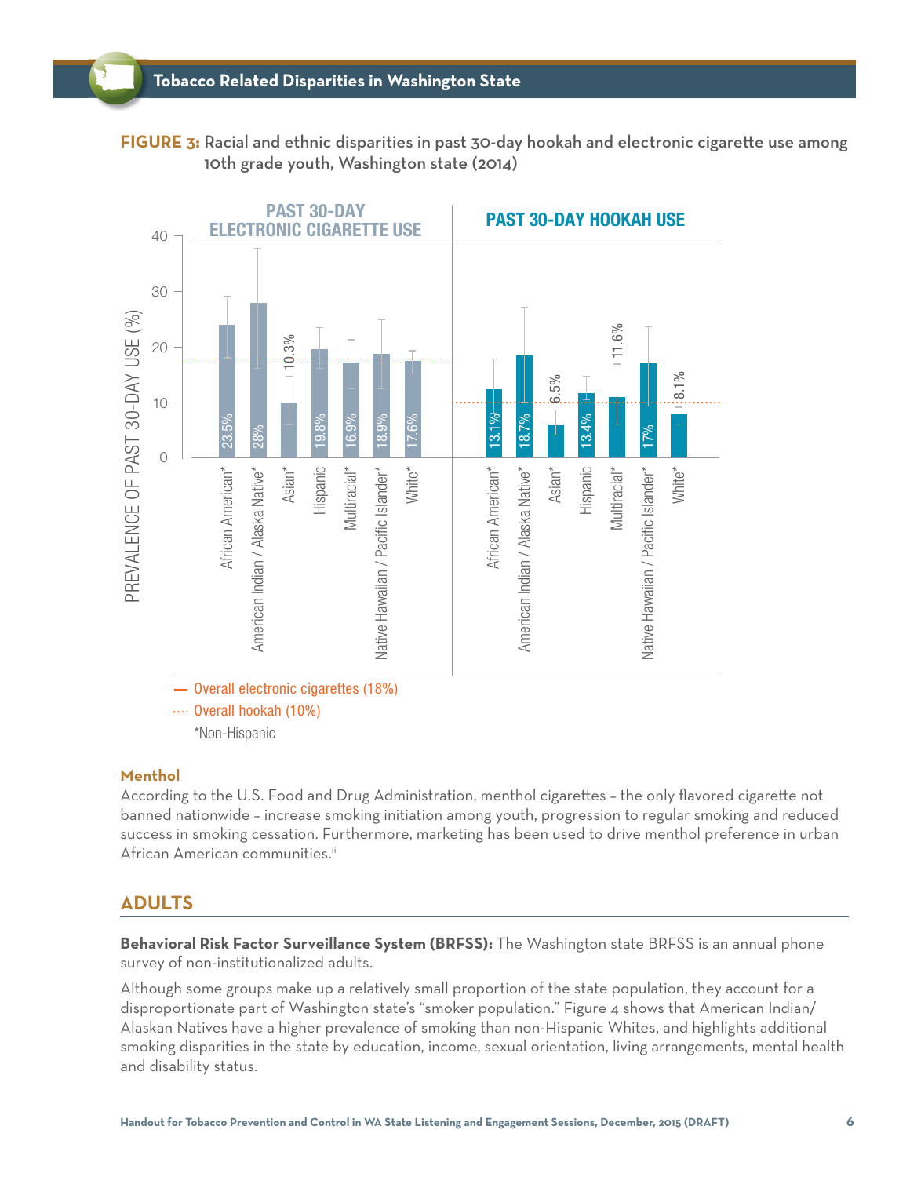**FIGURE 3:** Racial and ethnic disparities in past 30-day hookah and electronic cigarette use among 10th grade youth, Washington state (2014)

| Group | Past 30-Day Electronic Cigarette Use | Past 30-Day Hookah Use |
|---|---|---|
| African American* | 23.5% | 13.1% |
| American Indian / Alaska Native* | 28% | 18.7% |
| Asian* | 10.3% | 6.5% |
| Hispanic | 19.8% | 13.4% |
| Multiracial* | 16.9% | 11.6% |
| Native Hawaiian / Pacific Islander* | 18.9% | 17% |
| White* | 17.6% | 8.1% |

— Overall electronic cigarettes (18%)

···· Overall hookah (10%)

*Non-Hispanic

### Menthol

According to the U.S. Food and Drug Administration, menthol cigarettes – the only flavored cigarette not banned nationwide – increase smoking initiation among youth, progression to regular smoking and reduced success in smoking cessation. Furthermore, marketing has been used to drive menthol preference in urban African American communities.[ii]

## ADULTS

**Behavioral Risk Factor Surveillance System (BRFSS):** The Washington state BRFSS is an annual phone survey of non-institutionalized adults.

Although some groups make up a relatively small proportion of the state population, they account for a disproportionate part of Washington state's "smoker population." Figure 4 shows that American Indian/ Alaskan Natives have a higher prevalence of smoking than non-Hispanic Whites, and highlights additional smoking disparities in the state by education, income, sexual orientation, living arrangements, mental health and disability status.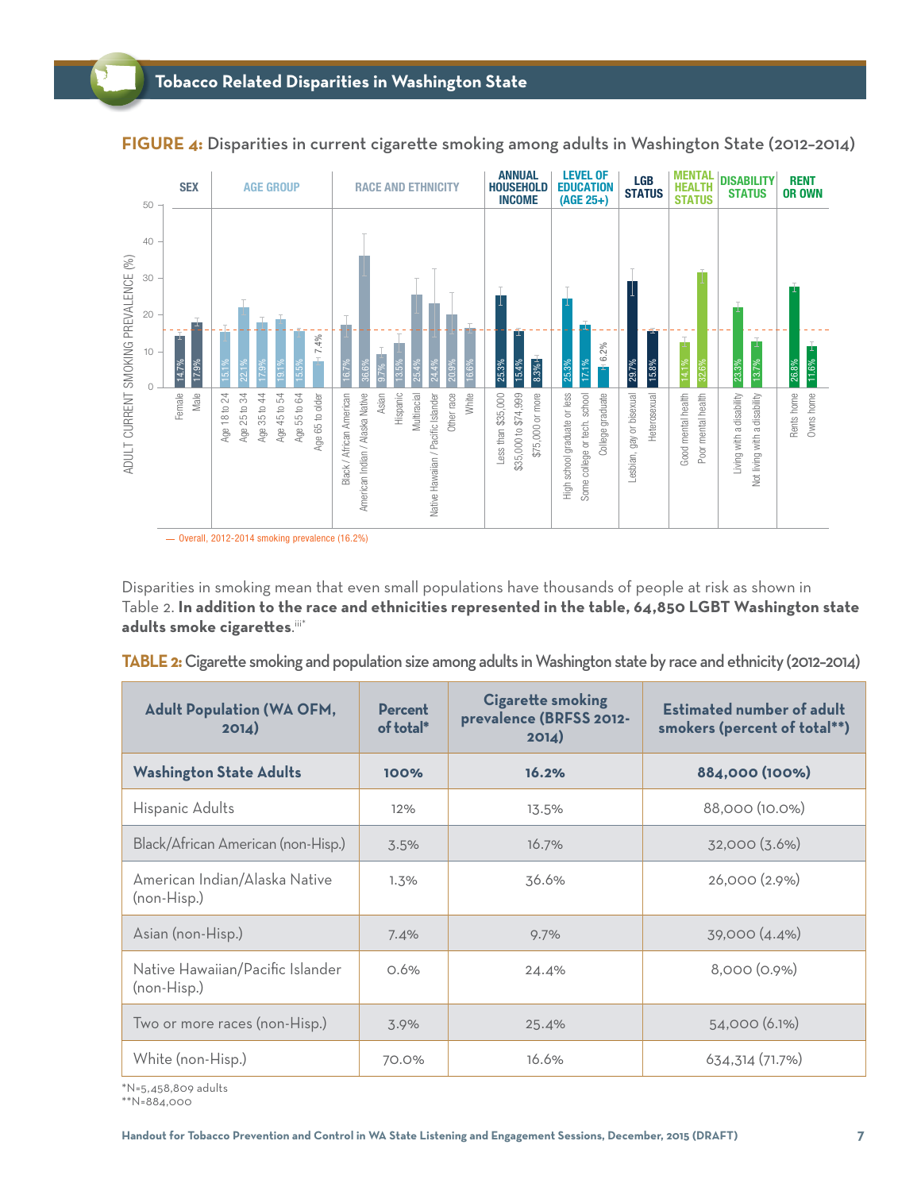**FIGURE 4:** Disparities in current cigarette smoking among adults in Washington State (2012–2014)

— Overall, 2012-2014 smoking prevalence (16.2%)

Disparities in smoking mean that even small populations have thousands of people at risk as shown in Table 2. **In addition to the race and ethnicities represented in the table, 64,850 LGBT Washington state adults smoke cigarettes.**[iii*]

**TABLE 2:** Cigarette smoking and population size among adults in Washington state by race and ethnicity (2012–2014)

| Adult Population (WA OFM, 2014) | Percent of total* | Cigarette smoking prevalence (BRFSS 2012-2014) | Estimated number of adult smokers (percent of total**) |
|---|---|---|---|
| **Washington State Adults** | **100%** | **16.2%** | **884,000 (100%)** |
| Hispanic Adults | 12% | 13.5% | 88,000 (10.0%) |
| Black/African American (non-Hisp.) | 3.5% | 16.7% | 32,000 (3.6%) |
| American Indian/Alaska Native (non-Hisp.) | 1.3% | 36.6% | 26,000 (2.9%) |
| Asian (non-Hisp.) | 7.4% | 9.7% | 39,000 (4.4%) |
| Native Hawaiian/Pacific Islander (non-Hisp.) | 0.6% | 24.4% | 8,000 (0.9%) |
| Two or more races (non-Hisp.) | 3.9% | 25.4% | 54,000 (6.1%) |
| White (non-Hisp.) | 70.0% | 16.6% | 634,314 (71.7%) |

*N=5,458,809 adults
**N=884,000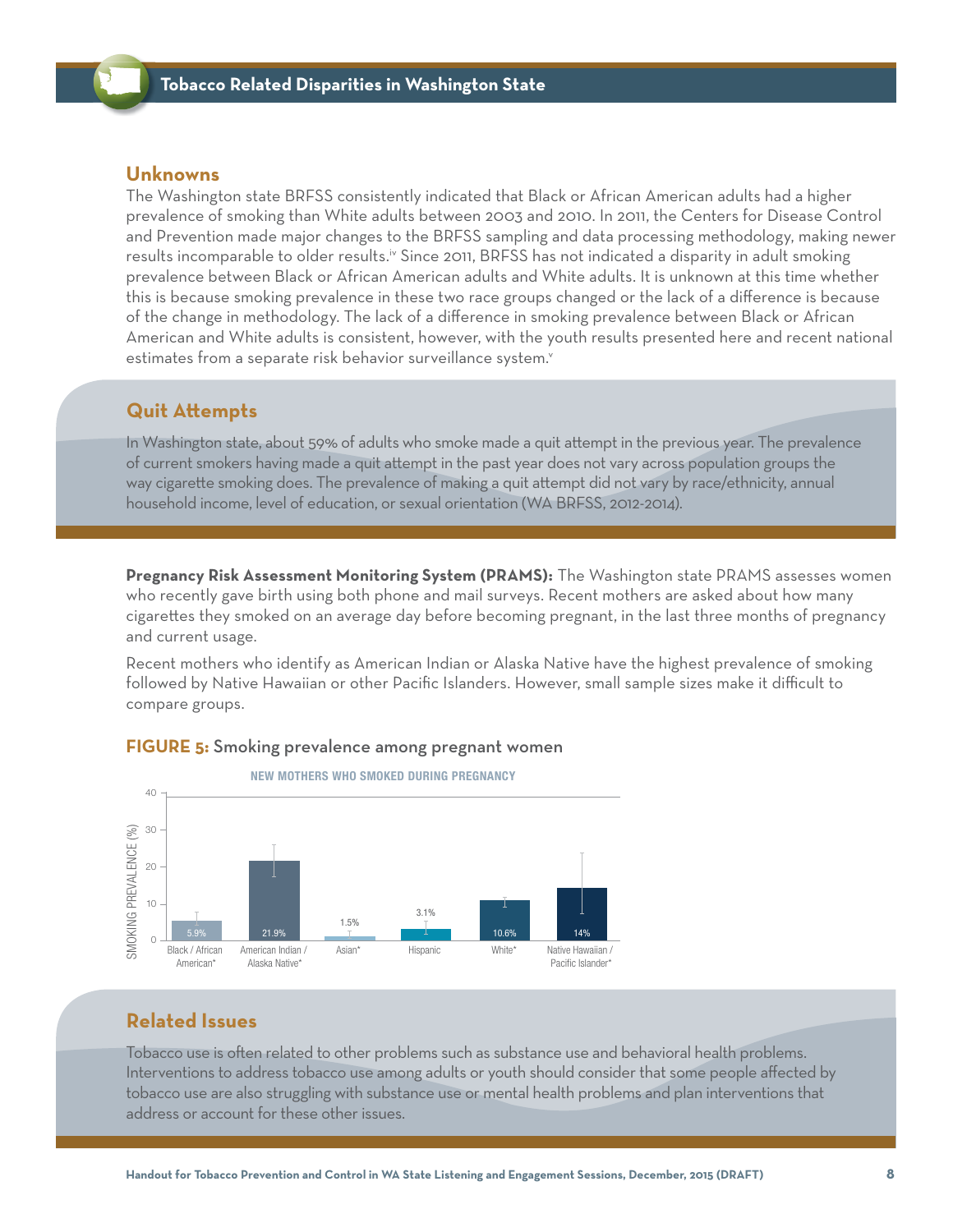## Unknowns

The Washington state BRFSS consistently indicated that Black or African American adults had a higher prevalence of smoking than White adults between 2003 and 2010. In 2011, the Centers for Disease Control and Prevention made major changes to the BRFSS sampling and data processing methodology, making newer results incomparable to older results.[iv] Since 2011, BRFSS has not indicated a disparity in adult smoking prevalence between Black or African American adults and White adults. It is unknown at this time whether this is because smoking prevalence in these two race groups changed or the lack of a difference is because of the change in methodology. The lack of a difference in smoking prevalence between Black or African American and White adults is consistent, however, with the youth results presented here and recent national estimates from a separate risk behavior surveillance system.[v]

## Quit Attempts

In Washington state, about 59% of adults who smoke made a quit attempt in the previous year. The prevalence of current smokers having made a quit attempt in the past year does not vary across population groups the way cigarette smoking does. The prevalence of making a quit attempt did not vary by race/ethnicity, annual household income, level of education, or sexual orientation (WA BRFSS, 2012-2014).

**Pregnancy Risk Assessment Monitoring System (PRAMS):** The Washington state PRAMS assesses women who recently gave birth using both phone and mail surveys. Recent mothers are asked about how many cigarettes they smoked on an average day before becoming pregnant, in the last three months of pregnancy and current usage.

Recent mothers who identify as American Indian or Alaska Native have the highest prevalence of smoking followed by Native Hawaiian or other Pacific Islanders. However, small sample sizes make it difficult to compare groups.

**FIGURE 5:** Smoking prevalence among pregnant women

NEW MOTHERS WHO SMOKED DURING PREGNANCY

| Group | Smoking Prevalence (%) |
|---|---|
| Black / African American* | 5.9% |
| American Indian / Alaska Native* | 21.9% |
| Asian* | 1.5% |
| Hispanic | 3.1% |
| White* | 10.6% |
| Native Hawaiian / Pacific Islander* | 14% |

## Related Issues

Tobacco use is often related to other problems such as substance use and behavioral health problems. Interventions to address tobacco use among adults or youth should consider that some people affected by tobacco use are also struggling with substance use or mental health problems and plan interventions that address or account for these other issues.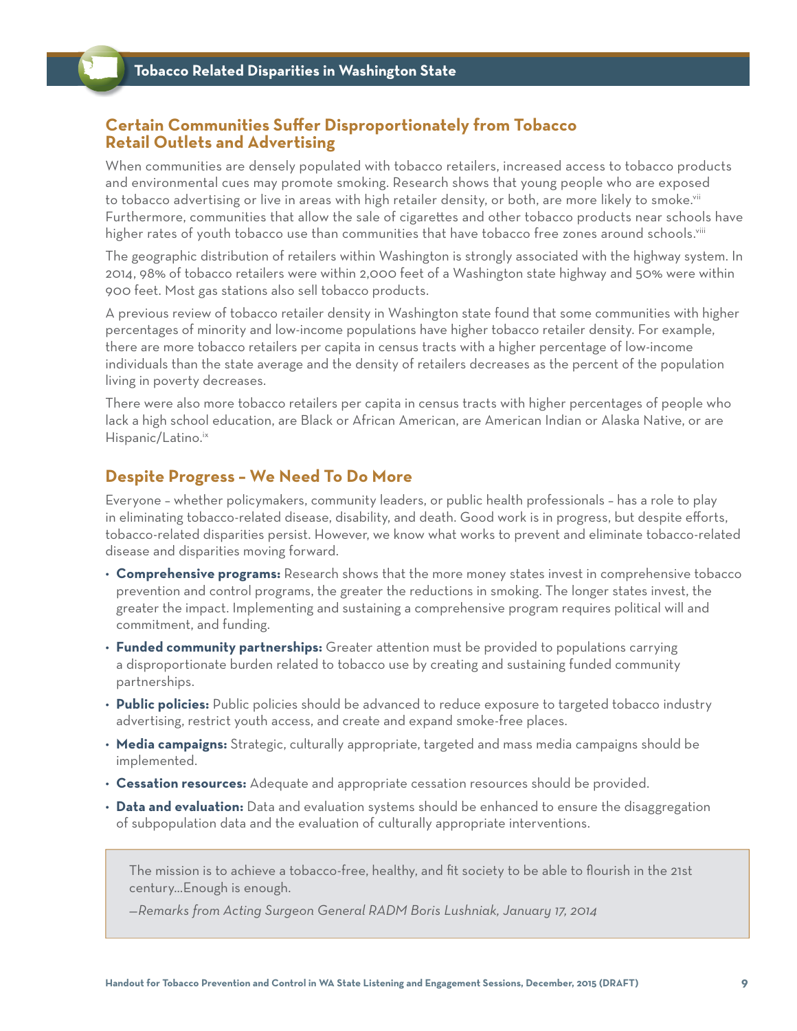## Certain Communities Suffer Disproportionately from Tobacco Retail Outlets and Advertising

When communities are densely populated with tobacco retailers, increased access to tobacco products and environmental cues may promote smoking. Research shows that young people who are exposed to tobacco advertising or live in areas with high retailer density, or both, are more likely to smoke.[vii] Furthermore, communities that allow the sale of cigarettes and other tobacco products near schools have higher rates of youth tobacco use than communities that have tobacco free zones around schools.[viii]

The geographic distribution of retailers within Washington is strongly associated with the highway system. In 2014, 98% of tobacco retailers were within 2,000 feet of a Washington state highway and 50% were within 900 feet. Most gas stations also sell tobacco products.

A previous review of tobacco retailer density in Washington state found that some communities with higher percentages of minority and low-income populations have higher tobacco retailer density. For example, there are more tobacco retailers per capita in census tracts with a higher percentage of low-income individuals than the state average and the density of retailers decreases as the percent of the population living in poverty decreases.

There were also more tobacco retailers per capita in census tracts with higher percentages of people who lack a high school education, are Black or African American, are American Indian or Alaska Native, or are Hispanic/Latino.[ix]

## Despite Progress – We Need To Do More

Everyone – whether policymakers, community leaders, or public health professionals – has a role to play in eliminating tobacco-related disease, disability, and death. Good work is in progress, but despite efforts, tobacco-related disparities persist. However, we know what works to prevent and eliminate tobacco-related disease and disparities moving forward.

- **Comprehensive programs:** Research shows that the more money states invest in comprehensive tobacco prevention and control programs, the greater the reductions in smoking. The longer states invest, the greater the impact. Implementing and sustaining a comprehensive program requires political will and commitment, and funding.
- **Funded community partnerships:** Greater attention must be provided to populations carrying a disproportionate burden related to tobacco use by creating and sustaining funded community partnerships.
- **Public policies:** Public policies should be advanced to reduce exposure to targeted tobacco industry advertising, restrict youth access, and create and expand smoke-free places.
- **Media campaigns:** Strategic, culturally appropriate, targeted and mass media campaigns should be implemented.
- **Cessation resources:** Adequate and appropriate cessation resources should be provided.
- **Data and evaluation:** Data and evaluation systems should be enhanced to ensure the disaggregation of subpopulation data and the evaluation of culturally appropriate interventions.

> The mission is to achieve a tobacco-free, healthy, and fit society to be able to flourish in the 21st century...Enough is enough.
>
> *—Remarks from Acting Surgeon General RADM Boris Lushniak, January 17, 2014*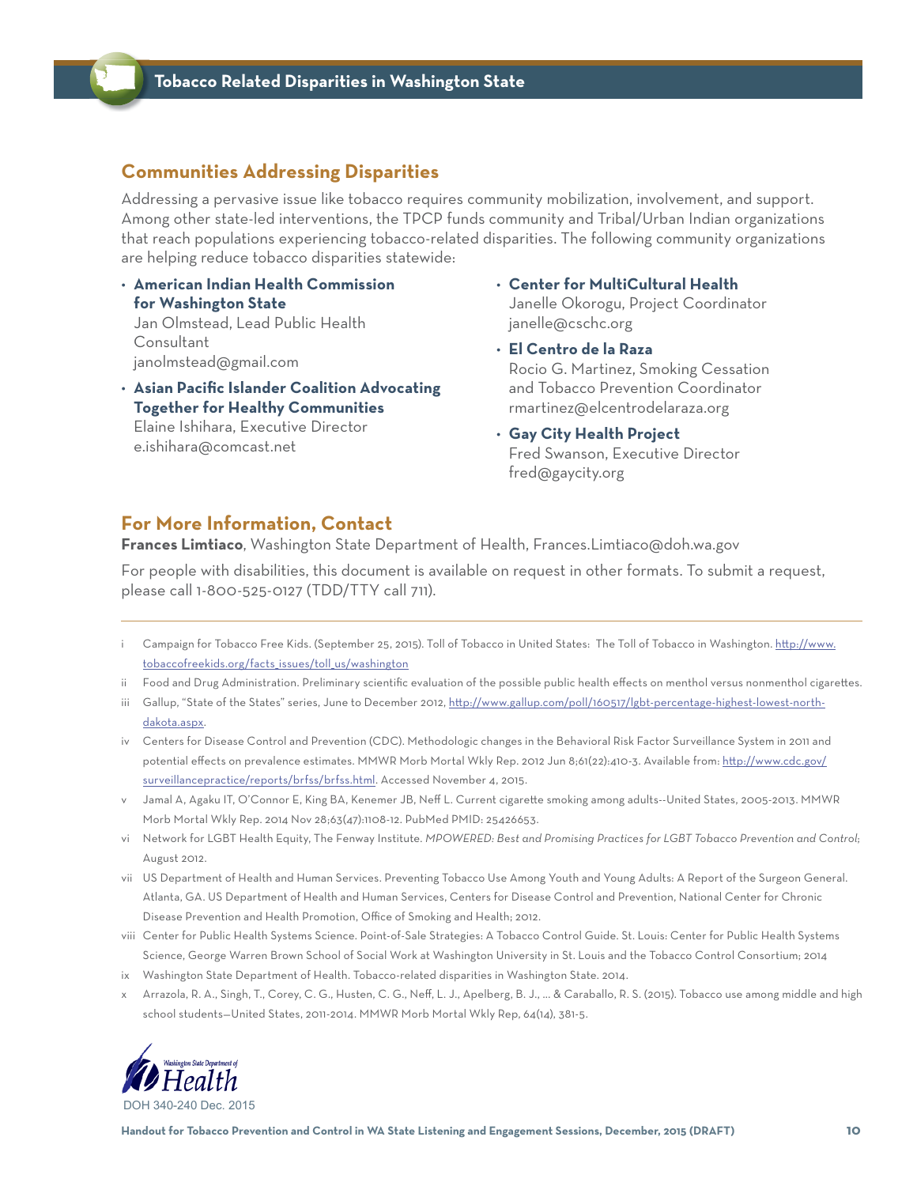## Communities Addressing Disparities

Addressing a pervasive issue like tobacco requires community mobilization, involvement, and support. Among other state-led interventions, the TPCP funds community and Tribal/Urban Indian organizations that reach populations experiencing tobacco-related disparities. The following community organizations are helping reduce tobacco disparities statewide:

- **American Indian Health Commission for Washington State**
  Jan Olmstead, Lead Public Health Consultant
  janolmstead@gmail.com
- **Asian Pacific Islander Coalition Advocating Together for Healthy Communities**
  Elaine Ishihara, Executive Director
  e.ishihara@comcast.net
- **Center for MultiCultural Health**
  Janelle Okorogu, Project Coordinator
  janelle@cschc.org
- **El Centro de la Raza**
  Rocio G. Martinez, Smoking Cessation and Tobacco Prevention Coordinator
  rmartinez@elcentrodelaraza.org
- **Gay City Health Project**
  Fred Swanson, Executive Director
  fred@gaycity.org

## For More Information, Contact

**Frances Limtiaco**, Washington State Department of Health, Frances.Limtiaco@doh.wa.gov

For people with disabilities, this document is available on request in other formats. To submit a request, please call 1-800-525-0127 (TDD/TTY call 711).

---

i Campaign for Tobacco Free Kids. (September 25, 2015). Toll of Tobacco in United States: The Toll of Tobacco in Washington. http://www.tobaccofreekids.org/facts_issues/toll_us/washington

ii Food and Drug Administration. Preliminary scientific evaluation of the possible public health effects on menthol versus nonmenthol cigarettes.

iii Gallup, "State of the States" series, June to December 2012, http://www.gallup.com/poll/160517/lgbt-percentage-highest-lowest-north-dakota.aspx.

iv Centers for Disease Control and Prevention (CDC). Methodologic changes in the Behavioral Risk Factor Surveillance System in 2011 and potential effects on prevalence estimates. MMWR Morb Mortal Wkly Rep. 2012 Jun 8;61(22):410-3. Available from: http://www.cdc.gov/surveillancepractice/reports/brfss/brfss.html. Accessed November 4, 2015.

v Jamal A, Agaku IT, O'Connor E, King BA, Kenemer JB, Neff L. Current cigarette smoking among adults--United States, 2005-2013. MMWR Morb Mortal Wkly Rep. 2014 Nov 28;63(47):1108-12. PubMed PMID: 25426653.

vi Network for LGBT Health Equity, The Fenway Institute. *MPOWERED: Best and Promising Practices for LGBT Tobacco Prevention and Control*; August 2012.

vii US Department of Health and Human Services. Preventing Tobacco Use Among Youth and Young Adults: A Report of the Surgeon General. Atlanta, GA. US Department of Health and Human Services, Centers for Disease Control and Prevention, National Center for Chronic Disease Prevention and Health Promotion, Office of Smoking and Health; 2012.

viii Center for Public Health Systems Science. Point-of-Sale Strategies: A Tobacco Control Guide. St. Louis: Center for Public Health Systems Science, George Warren Brown School of Social Work at Washington University in St. Louis and the Tobacco Control Consortium; 2014

ix Washington State Department of Health. Tobacco-related disparities in Washington State. 2014.

x Arrazola, R. A., Singh, T., Corey, C. G., Husten, C. G., Neff, L. J., Apelberg, B. J., ... & Caraballo, R. S. (2015). Tobacco use among middle and high school students—United States, 2011-2014. MMWR Morb Mortal Wkly Rep, 64(14), 381-5.

Washington State Department of Health

DOH 340-240 Dec. 2015